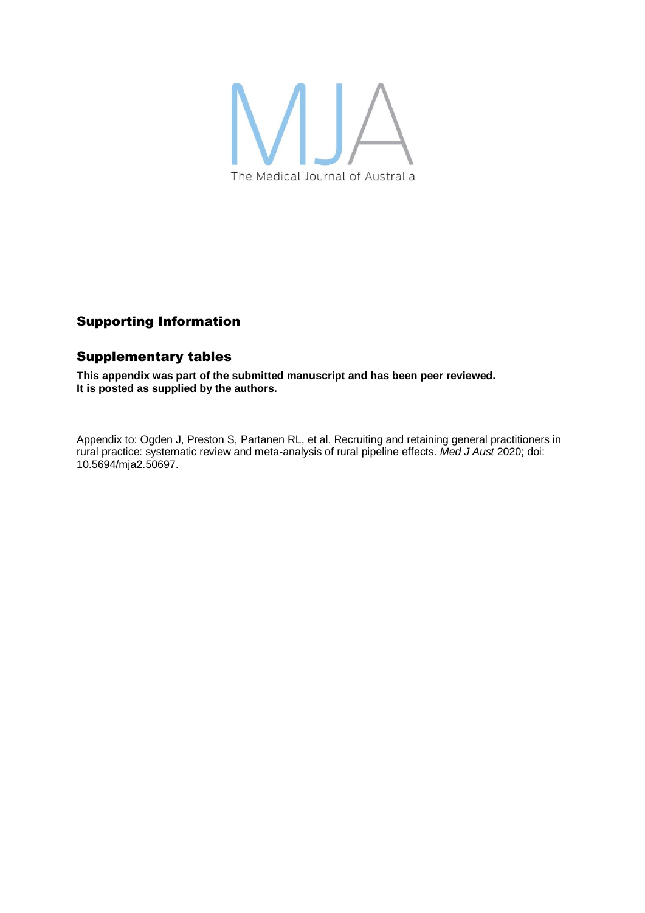The Medical Journal of Australia

## Supporting Information

## Supplementary tables

**This appendix was part of the submitted manuscript and has been peer reviewed. It is posted as supplied by the authors.**

Appendix to: Ogden J, Preston S, Partanen RL, et al. Recruiting and retaining general practitioners in rural practice: systematic review and meta-analysis of rural pipeline effects. *Med J Aust* 2020; doi: 10.5694/mja2.50697.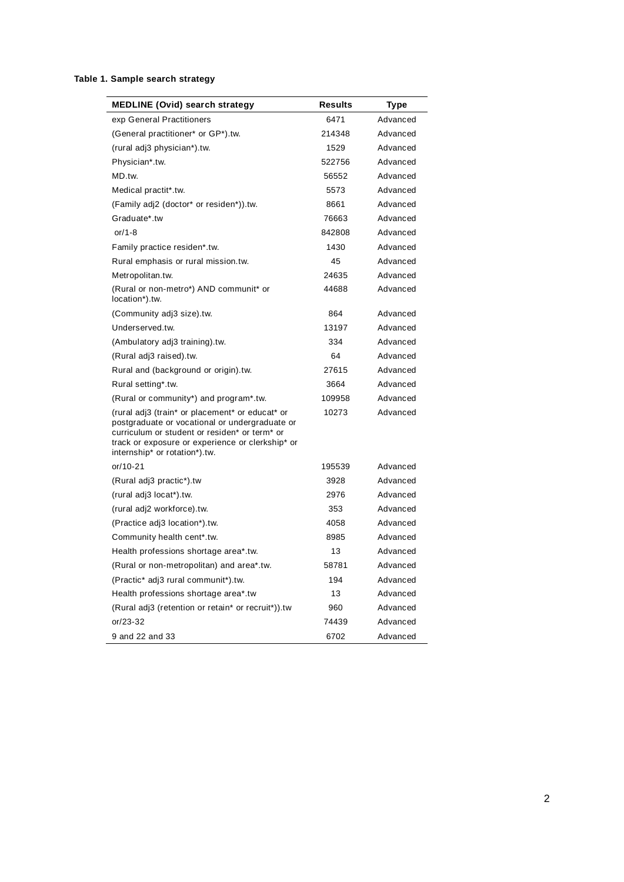**Table 1. Sample search strategy**

| MEDLINE (Ovid) search strategy | Results | Type |
|---|---|---|
| exp General Practitioners | 6471 | Advanced |
| (General practitioner* or GP*).tw. | 214348 | Advanced |
| (rural adj3 physician*).tw. | 1529 | Advanced |
| Physician*.tw. | 522756 | Advanced |
| MD.tw. | 56552 | Advanced |
| Medical practit*.tw. | 5573 | Advanced |
| (Family adj2 (doctor* or residen*)).tw. | 8661 | Advanced |
| Graduate*.tw | 76663 | Advanced |
| or/1-8 | 842808 | Advanced |
| Family practice residen*.tw. | 1430 | Advanced |
| Rural emphasis or rural mission.tw. | 45 | Advanced |
| Metropolitan.tw. | 24635 | Advanced |
| (Rural or non-metro*) AND communit* or location*).tw. | 44688 | Advanced |
| (Community adj3 size).tw. | 864 | Advanced |
| Underserved.tw. | 13197 | Advanced |
| (Ambulatory adj3 training).tw. | 334 | Advanced |
| (Rural adj3 raised).tw. | 64 | Advanced |
| Rural and (background or origin).tw. | 27615 | Advanced |
| Rural setting*.tw. | 3664 | Advanced |
| (Rural or community*) and program*.tw. | 109958 | Advanced |
| (rural adj3 (train* or placement* or educat* or postgraduate or vocational or undergraduate or curriculum or student or residen* or term* or track or exposure or experience or clerkship* or internship* or rotation*).tw. | 10273 | Advanced |
| or/10-21 | 195539 | Advanced |
| (Rural adj3 practic*).tw | 3928 | Advanced |
| (rural adj3 locat*).tw. | 2976 | Advanced |
| (rural adj2 workforce).tw. | 353 | Advanced |
| (Practice adj3 location*).tw. | 4058 | Advanced |
| Community health cent*.tw. | 8985 | Advanced |
| Health professions shortage area*.tw. | 13 | Advanced |
| (Rural or non-metropolitan) and area*.tw. | 58781 | Advanced |
| (Practic* adj3 rural communit*).tw. | 194 | Advanced |
| Health professions shortage area*.tw | 13 | Advanced |
| (Rural adj3 (retention or retain* or recruit*)).tw | 960 | Advanced |
| or/23-32 | 74439 | Advanced |
| 9 and 22 and 33 | 6702 | Advanced |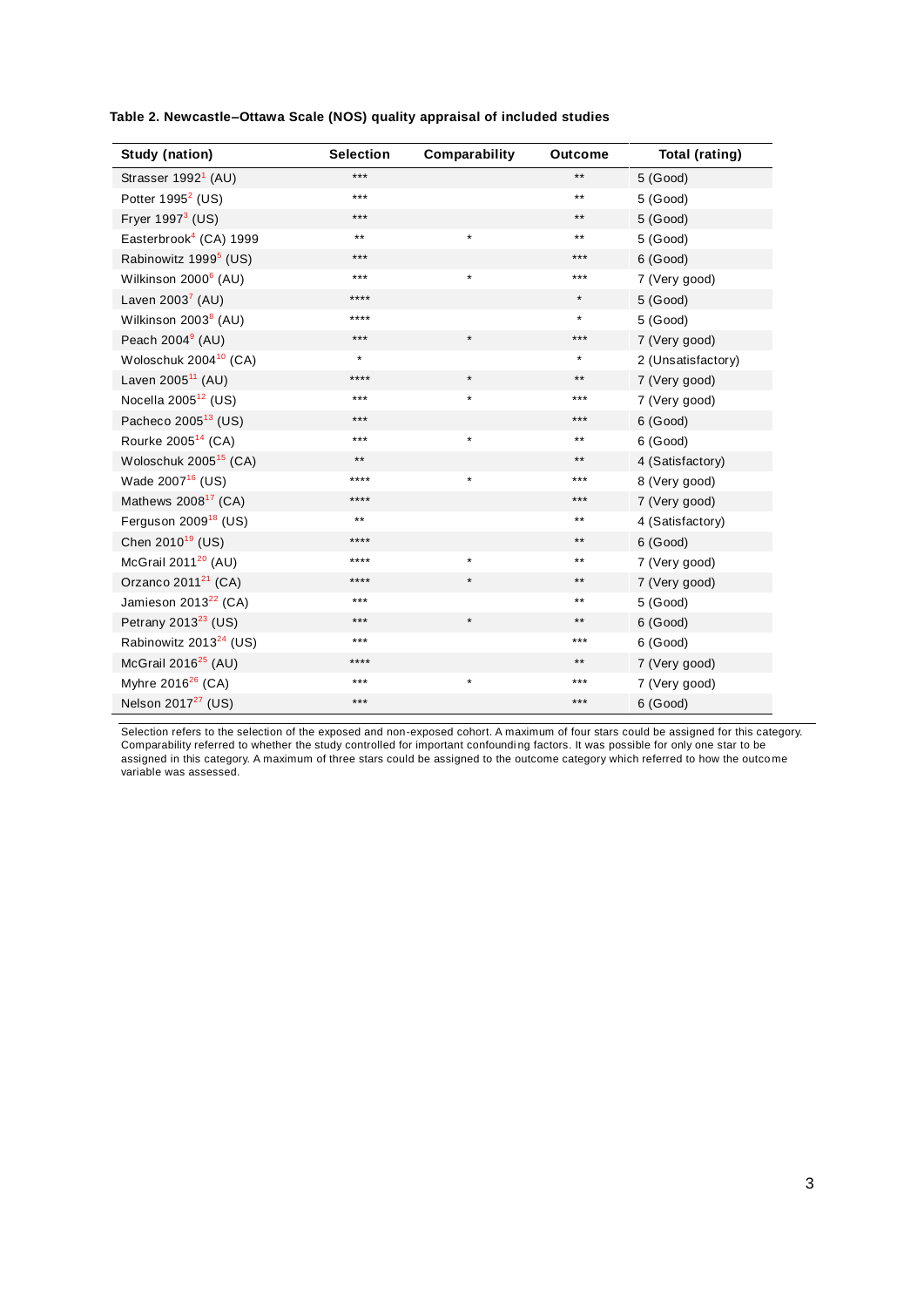**Table 2. Newcastle–Ottawa Scale (NOS) quality appraisal of included studies**

| Study (nation) | Selection | Comparability | Outcome | Total (rating) |
|---|---|---|---|---|
| Strasser 1992[1] (AU) | *** | | ** | 5 (Good) |
| Potter 1995[2] (US) | *** | | ** | 5 (Good) |
| Fryer 1997[3] (US) | *** | | ** | 5 (Good) |
| Easterbrook[4] (CA) 1999 | ** | * | ** | 5 (Good) |
| Rabinowitz 1999[5] (US) | *** | | *** | 6 (Good) |
| Wilkinson 2000[6] (AU) | *** | * | *** | 7 (Very good) |
| Laven 2003[7] (AU) | **** | | * | 5 (Good) |
| Wilkinson 2003[8] (AU) | **** | | * | 5 (Good) |
| Peach 2004[9] (AU) | *** | * | *** | 7 (Very good) |
| Woloschuk 2004[10] (CA) | * | | * | 2 (Unsatisfactory) |
| Laven 2005[11] (AU) | **** | * | ** | 7 (Very good) |
| Nocella 2005[12] (US) | *** | * | *** | 7 (Very good) |
| Pacheco 2005[13] (US) | *** | | *** | 6 (Good) |
| Rourke 2005[14] (CA) | *** | * | ** | 6 (Good) |
| Woloschuk 2005[15] (CA) | ** | | ** | 4 (Satisfactory) |
| Wade 2007[16] (US) | **** | * | *** | 8 (Very good) |
| Mathews 2008[17] (CA) | **** | | *** | 7 (Very good) |
| Ferguson 2009[18] (US) | ** | | ** | 4 (Satisfactory) |
| Chen 2010[19] (US) | **** | | ** | 6 (Good) |
| McGrail 2011[20] (AU) | **** | * | ** | 7 (Very good) |
| Orzanco 2011[21] (CA) | **** | * | ** | 7 (Very good) |
| Jamieson 2013[22] (CA) | *** | | ** | 5 (Good) |
| Petrany 2013[23] (US) | *** | * | ** | 6 (Good) |
| Rabinowitz 2013[24] (US) | *** | | *** | 6 (Good) |
| McGrail 2016[25] (AU) | **** | | ** | 7 (Very good) |
| Myhre 2016[26] (CA) | *** | * | *** | 7 (Very good) |
| Nelson 2017[27] (US) | *** | | *** | 6 (Good) |

Selection refers to the selection of the exposed and non-exposed cohort. A maximum of four stars could be assigned for this category. Comparability referred to whether the study controlled for important confounding factors. It was possible for only one star to be assigned in this category. A maximum of three stars could be assigned to the outcome category which referred to how the outcome variable was assessed.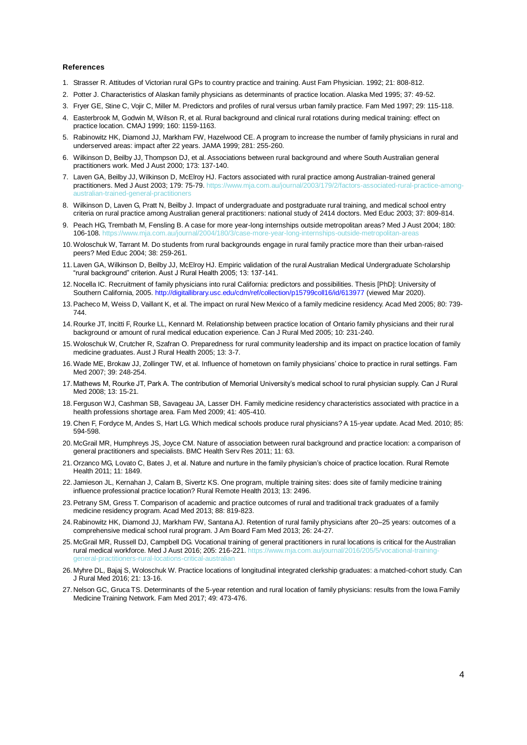**References**

1. Strasser R. Attitudes of Victorian rural GPs to country practice and training. Aust Fam Physician. 1992; 21: 808-812.
2. Potter J. Characteristics of Alaskan family physicians as determinants of practice location. Alaska Med 1995; 37: 49-52.
3. Fryer GE, Stine C, Vojir C, Miller M. Predictors and profiles of rural versus urban family practice. Fam Med 1997; 29: 115-118.
4. Easterbrook M, Godwin M, Wilson R, et al. Rural background and clinical rural rotations during medical training: effect on practice location. CMAJ 1999; 160: 1159-1163.
5. Rabinowitz HK, Diamond JJ, Markham FW, Hazelwood CE. A program to increase the number of family physicians in rural and underserved areas: impact after 22 years. JAMA 1999; 281: 255-260.
6. Wilkinson D, Beilby JJ, Thompson DJ, et al. Associations between rural background and where South Australian general practitioners work. Med J Aust 2000; 173: 137-140.
7. Laven GA, Beilby JJ, Wilkinson D, McElroy HJ. Factors associated with rural practice among Australian-trained general practitioners. Med J Aust 2003; 179: 75-79. https://www.mja.com.au/journal/2003/179/2/factors-associated-rural-practice-among-australian-trained-general-practitioners
8. Wilkinson D, Laven G, Pratt N, Beilby J. Impact of undergraduate and postgraduate rural training, and medical school entry criteria on rural practice among Australian general practitioners: national study of 2414 doctors. Med Educ 2003; 37: 809-814.
9. Peach HG, Trembath M, Fensling B. A case for more year-long internships outside metropolitan areas? Med J Aust 2004; 180: 106-108. https://www.mja.com.au/journal/2004/180/3/case-more-year-long-internships-outside-metropolitan-areas
10. Woloschuk W, Tarrant M. Do students from rural backgrounds engage in rural family practice more than their urban-raised peers? Med Educ 2004; 38: 259-261.
11. Laven GA, Wilkinson D, Beilby JJ, McElroy HJ. Empiric validation of the rural Australian Medical Undergraduate Scholarship "rural background" criterion. Aust J Rural Health 2005; 13: 137-141.
12. Nocella IC. Recruitment of family physicians into rural California: predictors and possibilities. Thesis [PhD]: University of Southern California, 2005. http://digitallibrary.usc.edu/cdm/ref/collection/p15799coll16/id/613977 (viewed Mar 2020).
13. Pacheco M, Weiss D, Vaillant K, et al. The impact on rural New Mexico of a family medicine residency. Acad Med 2005; 80: 739-744.
14. Rourke JT, Incitti F, Rourke LL, Kennard M. Relationship between practice location of Ontario family physicians and their rural background or amount of rural medical education experience. Can J Rural Med 2005; 10: 231-240.
15. Woloschuk W, Crutcher R, Szafran O. Preparedness for rural community leadership and its impact on practice location of family medicine graduates. Aust J Rural Health 2005; 13: 3-7.
16. Wade ME, Brokaw JJ, Zollinger TW, et al. Influence of hometown on family physicians' choice to practice in rural settings. Fam Med 2007; 39: 248-254.
17. Mathews M, Rourke JT, Park A. The contribution of Memorial University's medical school to rural physician supply. Can J Rural Med 2008; 13: 15-21.
18. Ferguson WJ, Cashman SB, Savageau JA, Lasser DH. Family medicine residency characteristics associated with practice in a health professions shortage area. Fam Med 2009; 41: 405-410.
19. Chen F, Fordyce M, Andes S, Hart LG. Which medical schools produce rural physicians? A 15-year update. Acad Med. 2010; 85: 594-598.
20. McGrail MR, Humphreys JS, Joyce CM. Nature of association between rural background and practice location: a comparison of general practitioners and specialists. BMC Health Serv Res 2011; 11: 63.
21. Orzanco MG, Lovato C, Bates J, et al. Nature and nurture in the family physician's choice of practice location. Rural Remote Health 2011; 11: 1849.
22. Jamieson JL, Kernahan J, Calam B, Sivertz KS. One program, multiple training sites: does site of family medicine training influence professional practice location? Rural Remote Health 2013; 13: 2496.
23. Petrany SM, Gress T. Comparison of academic and practice outcomes of rural and traditional track graduates of a family medicine residency program. Acad Med 2013; 88: 819-823.
24. Rabinowitz HK, Diamond JJ, Markham FW, Santana AJ. Retention of rural family physicians after 20–25 years: outcomes of a comprehensive medical school rural program. J Am Board Fam Med 2013; 26: 24-27.
25. McGrail MR, Russell DJ, Campbell DG. Vocational training of general practitioners in rural locations is critical for the Australian rural medical workforce. Med J Aust 2016; 205: 216-221. https://www.mja.com.au/journal/2016/205/5/vocational-training-general-practitioners-rural-locations-critical-australian
26. Myhre DL, Bajaj S, Woloschuk W. Practice locations of longitudinal integrated clerkship graduates: a matched-cohort study. Can J Rural Med 2016; 21: 13-16.
27. Nelson GC, Gruca TS. Determinants of the 5-year retention and rural location of family physicians: results from the Iowa Family Medicine Training Network. Fam Med 2017; 49: 473-476.